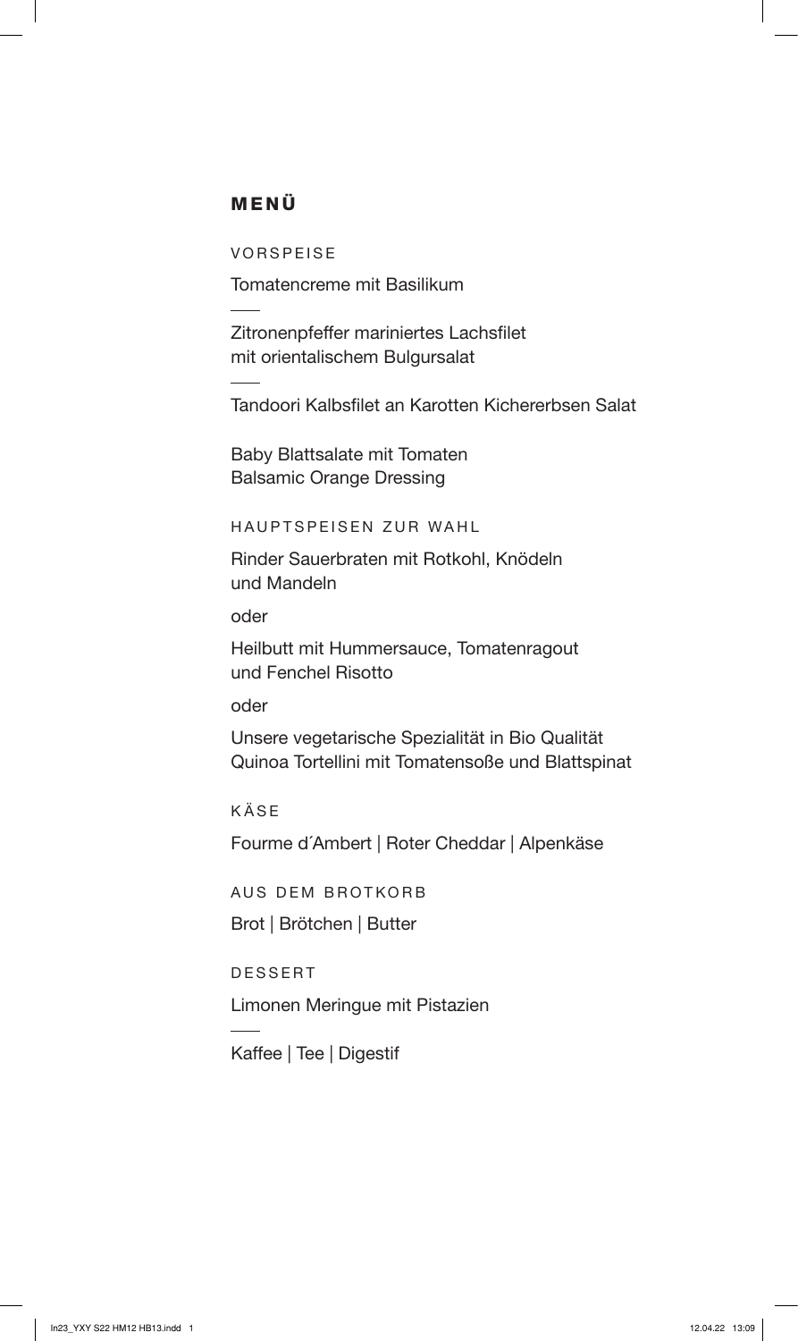# MENÜ

## VORSPEISE

Tomatencreme mit Basilikum

---

Zitronenpfeffer mariniertes Lachsfilet
mit orientalischem Bulgursalat

---

Tandoori Kalbsfilet an Karotten Kichererbsen Salat

Baby Blattsalate mit Tomaten
Balsamic Orange Dressing

## HAUPTSPEISEN ZUR WAHL

Rinder Sauerbraten mit Rotkohl, Knödeln
und Mandeln

oder

Heilbutt mit Hummersauce, Tomatenragout
und Fenchel Risotto

oder

Unsere vegetarische Spezialität in Bio Qualität
Quinoa Tortellini mit Tomatensoße und Blattspinat

## KÄSE

Fourme d´Ambert | Roter Cheddar | Alpenkäse

## AUS DEM BROTKORB

Brot | Brötchen | Butter

## DESSERT

Limonen Meringue mit Pistazien

---

Kaffee | Tee | Digestif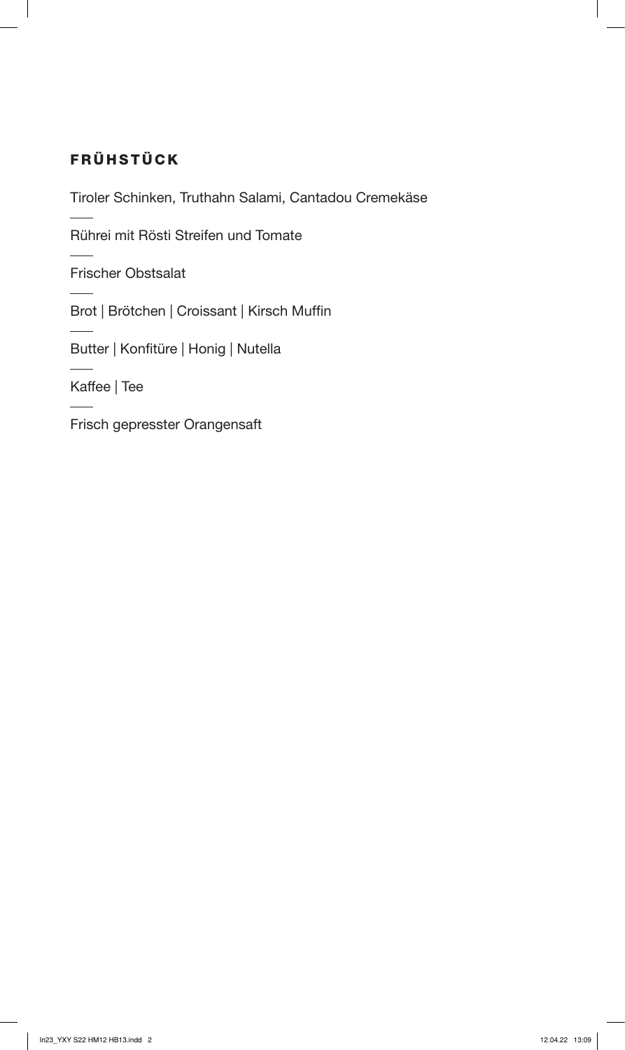## FRÜHSTÜCK

Tiroler Schinken, Truthahn Salami, Cantadou Cremekäse

---

Rührei mit Rösti Streifen und Tomate

---

Frischer Obstsalat

---

Brot | Brötchen | Croissant | Kirsch Muffin

---

Butter | Konfitüre | Honig | Nutella

---

Kaffee | Tee

---

Frisch gepresster Orangensaft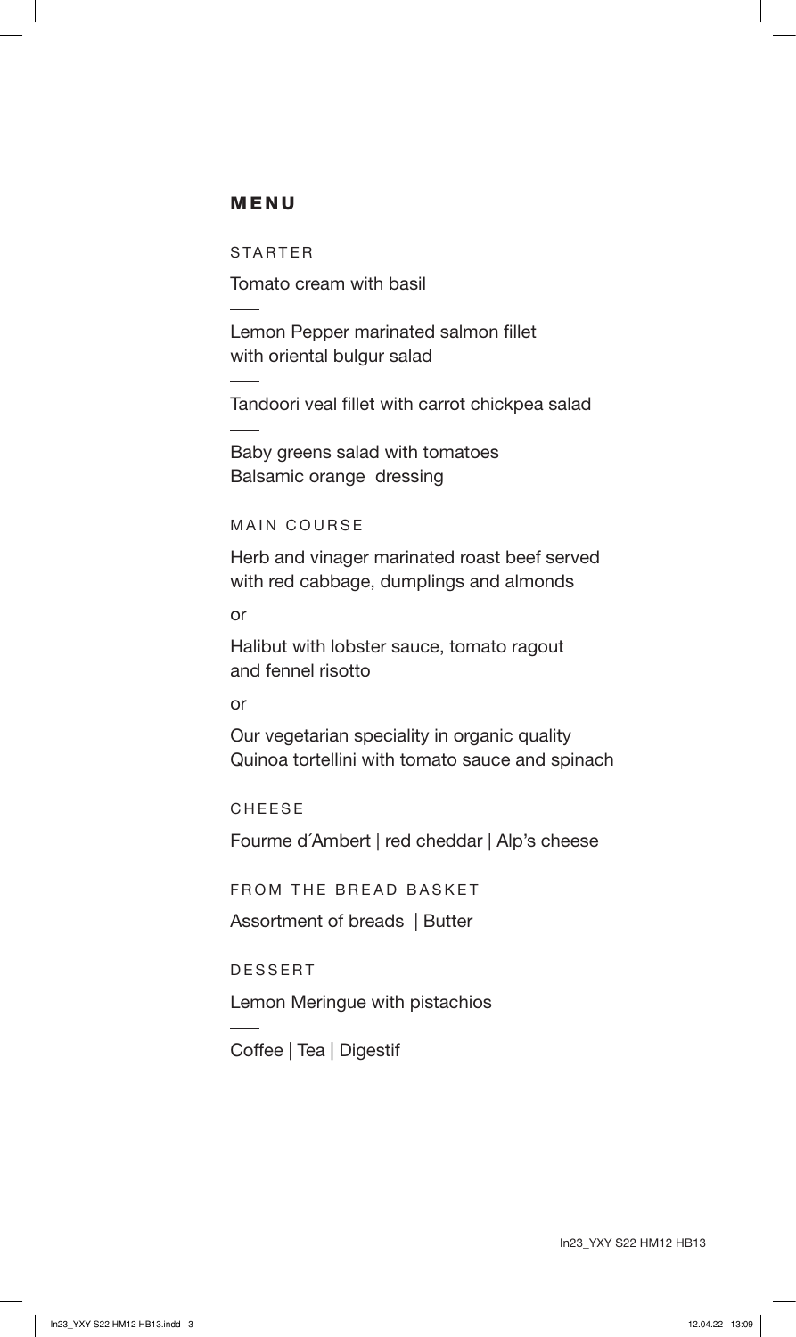# MENU

## STARTER

Tomato cream with basil

---

Lemon Pepper marinated salmon fillet
with oriental bulgur salad

---

Tandoori veal fillet with carrot chickpea salad

---

Baby greens salad with tomatoes
Balsamic orange dressing

## MAIN COURSE

Herb and vinager marinated roast beef served
with red cabbage, dumplings and almonds

or

Halibut with lobster sauce, tomato ragout
and fennel risotto

or

Our vegetarian speciality in organic quality
Quinoa tortellini with tomato sauce and spinach

## CHEESE

Fourme d´Ambert | red cheddar | Alp's cheese

## FROM THE BREAD BASKET

Assortment of breads | Butter

## DESSERT

Lemon Meringue with pistachios

---

Coffee | Tea | Digestif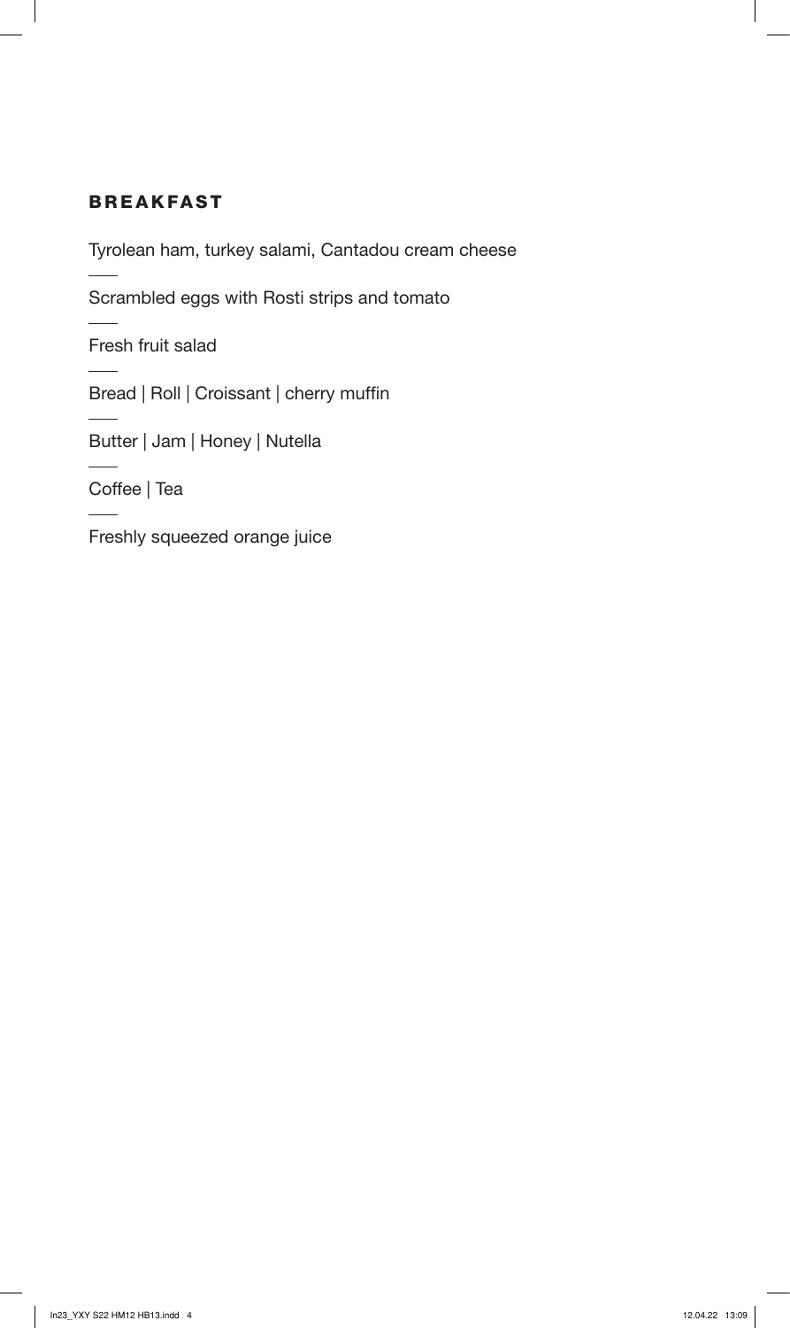## BREAKFAST

Tyrolean ham, turkey salami, Cantadou cream cheese

Scrambled eggs with Rosti strips and tomato

Fresh fruit salad

Bread | Roll | Croissant | cherry muffin

Butter | Jam | Honey | Nutella

Coffee | Tea

Freshly squeezed orange juice